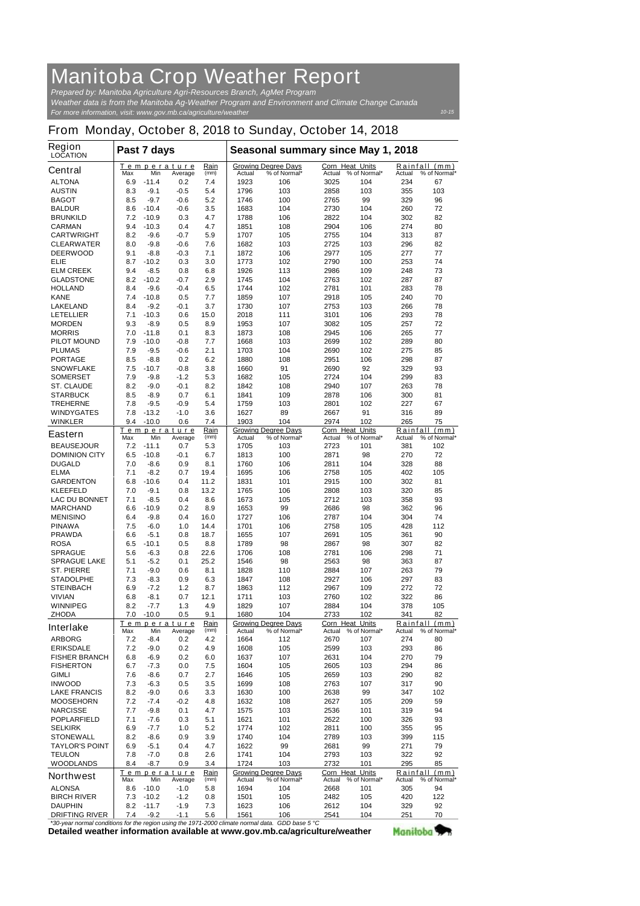# Manitoba Crop Weather Report

*Prepared by: Manitoba Agriculture Agri-Resources Branch, AgMet Program*
*Weather data is from the Manitoba Ag-Weather Program and Environment and Climate Change Canada*
*For more information, visit: www.gov.mb.ca/agriculture/weather*

10-15

## From Monday, October 8, 2018 to Sunday, October 14, 2018

| Region LOCATION | Past 7 days | | | | Seasonal summary since May 1, 2018 | | | | | |
|---|---|---|---|---|---|---|---|---|---|---|
| | Temperature | | | Rain | Growing Degree Days | | Corn Heat Units | | Rainfall (mm) | |
| **Central** | Max | Min | Average | (mm) | Actual | % of Normal* | Actual | % of Normal* | Actual | % of Normal* |
| ALTONA | 6.9 | -11.4 | 0.2 | 7.4 | 1923 | 106 | 3025 | 104 | 234 | 67 |
| AUSTIN | 8.3 | -9.1 | -0.5 | 5.4 | 1796 | 103 | 2858 | 103 | 355 | 103 |
| BAGOT | 8.5 | -9.7 | -0.6 | 5.2 | 1746 | 100 | 2765 | 99 | 329 | 96 |
| BALDUR | 8.6 | -10.4 | -0.6 | 3.5 | 1683 | 104 | 2730 | 104 | 260 | 72 |
| BRUNKILD | 7.2 | -10.9 | 0.3 | 4.7 | 1788 | 106 | 2822 | 104 | 302 | 82 |
| CARMAN | 9.4 | -10.3 | 0.4 | 4.7 | 1851 | 108 | 2904 | 106 | 274 | 80 |
| CARTWRIGHT | 8.2 | -9.6 | -0.7 | 5.9 | 1707 | 105 | 2755 | 104 | 313 | 87 |
| CLEARWATER | 8.0 | -9.8 | -0.6 | 7.6 | 1682 | 103 | 2725 | 103 | 296 | 82 |
| DEERWOOD | 9.1 | -8.8 | -0.3 | 7.1 | 1872 | 106 | 2977 | 105 | 277 | 77 |
| ELIE | 8.7 | -10.2 | 0.3 | 3.0 | 1773 | 102 | 2790 | 100 | 253 | 74 |
| ELM CREEK | 9.4 | -8.5 | 0.8 | 6.8 | 1926 | 113 | 2986 | 109 | 248 | 73 |
| GLADSTONE | 8.2 | -10.2 | -0.7 | 2.9 | 1745 | 104 | 2763 | 102 | 287 | 87 |
| HOLLAND | 8.4 | -9.6 | -0.4 | 6.5 | 1744 | 102 | 2781 | 101 | 283 | 78 |
| KANE | 7.4 | -10.8 | 0.5 | 7.7 | 1859 | 107 | 2918 | 105 | 240 | 70 |
| LAKELAND | 8.4 | -9.2 | -0.1 | 3.7 | 1730 | 107 | 2753 | 103 | 266 | 78 |
| LETELLIER | 7.1 | -10.3 | 0.6 | 15.0 | 2018 | 111 | 3101 | 106 | 293 | 78 |
| MORDEN | 9.3 | -8.9 | 0.5 | 8.9 | 1953 | 107 | 3082 | 105 | 257 | 72 |
| MORRIS | 7.0 | -11.8 | 0.1 | 8.3 | 1873 | 108 | 2945 | 106 | 265 | 77 |
| PILOT MOUND | 7.9 | -10.0 | -0.8 | 7.7 | 1668 | 103 | 2699 | 102 | 289 | 80 |
| PLUMAS | 7.9 | -9.5 | -0.6 | 2.1 | 1703 | 104 | 2690 | 102 | 275 | 85 |
| PORTAGE | 8.5 | -8.8 | 0.2 | 6.2 | 1880 | 108 | 2951 | 106 | 298 | 87 |
| SNOWFLAKE | 7.5 | -10.7 | -0.8 | 3.8 | 1660 | 91 | 2690 | 92 | 329 | 93 |
| SOMERSET | 7.9 | -9.8 | -1.2 | 5.3 | 1682 | 105 | 2724 | 104 | 299 | 83 |
| ST. CLAUDE | 8.2 | -9.0 | -0.1 | 8.2 | 1842 | 108 | 2940 | 107 | 263 | 78 |
| STARBUCK | 8.5 | -8.9 | 0.7 | 6.1 | 1841 | 109 | 2878 | 106 | 300 | 81 |
| TREHERNE | 7.8 | -9.5 | -0.9 | 5.4 | 1759 | 103 | 2801 | 102 | 227 | 67 |
| WINDYGATES | 7.8 | -13.2 | -1.0 | 3.6 | 1627 | 89 | 2667 | 91 | 316 | 89 |
| WINKLER | 9.4 | -10.0 | 0.6 | 7.4 | 1903 | 104 | 2974 | 102 | 265 | 75 |
| | Temperature | | | Rain | Growing Degree Days | | Corn Heat Units | | Rainfall (mm) | |
| **Eastern** | Max | Min | Average | (mm) | Actual | % of Normal* | Actual | % of Normal* | Actual | % of Normal* |
| BEAUSEJOUR | 7.2 | -11.1 | 0.7 | 5.3 | 1705 | 103 | 2723 | 101 | 381 | 102 |
| DOMINION CITY | 6.5 | -10.8 | -0.1 | 6.7 | 1813 | 100 | 2871 | 98 | 270 | 72 |
| DUGALD | 7.0 | -8.6 | 0.9 | 8.1 | 1760 | 106 | 2811 | 104 | 328 | 88 |
| ELMA | 7.1 | -8.2 | 0.7 | 19.4 | 1695 | 106 | 2758 | 105 | 402 | 105 |
| GARDENTON | 6.8 | -10.6 | 0.4 | 11.2 | 1831 | 101 | 2915 | 100 | 302 | 81 |
| KLEEFELD | 7.0 | -9.1 | 0.8 | 13.2 | 1765 | 106 | 2808 | 103 | 320 | 85 |
| LAC DU BONNET | 7.1 | -8.5 | 0.4 | 8.6 | 1673 | 105 | 2712 | 103 | 358 | 93 |
| MARCHAND | 6.6 | -10.9 | 0.2 | 8.9 | 1653 | 99 | 2686 | 98 | 362 | 96 |
| MENISINO | 6.4 | -9.8 | 0.4 | 16.0 | 1727 | 106 | 2787 | 104 | 304 | 74 |
| PINAWA | 7.5 | -6.0 | 1.0 | 14.4 | 1701 | 106 | 2758 | 105 | 428 | 112 |
| PRAWDA | 6.6 | -5.1 | 0.8 | 18.7 | 1655 | 107 | 2691 | 105 | 361 | 90 |
| ROSA | 6.5 | -10.1 | 0.5 | 8.8 | 1789 | 98 | 2867 | 98 | 307 | 82 |
| SPRAGUE | 5.6 | -6.3 | 0.8 | 22.6 | 1706 | 108 | 2781 | 106 | 298 | 71 |
| SPRAGUE LAKE | 5.1 | -5.2 | 0.1 | 25.2 | 1546 | 98 | 2563 | 98 | 363 | 87 |
| ST. PIERRE | 7.1 | -9.0 | 0.6 | 8.1 | 1828 | 110 | 2884 | 107 | 263 | 79 |
| STADOLPHE | 7.3 | -8.3 | 0.9 | 6.3 | 1847 | 108 | 2927 | 106 | 297 | 83 |
| STEINBACH | 6.9 | -7.2 | 1.2 | 8.7 | 1863 | 112 | 2967 | 109 | 272 | 72 |
| VIVIAN | 6.8 | -8.1 | 0.7 | 12.1 | 1711 | 103 | 2760 | 102 | 322 | 86 |
| WINNIPEG | 8.2 | -7.7 | 1.3 | 4.9 | 1829 | 107 | 2884 | 104 | 378 | 105 |
| ZHODA | 7.0 | -10.0 | 0.5 | 9.1 | 1680 | 104 | 2733 | 102 | 341 | 82 |
| | Temperature | | | Rain | Growing Degree Days | | Corn Heat Units | | Rainfall (mm) | |
| **Interlake** | Max | Min | Average | (mm) | Actual | % of Normal* | Actual | % of Normal* | Actual | % of Normal* |
| ARBORG | 7.2 | -8.4 | 0.2 | 4.2 | 1664 | 112 | 2670 | 107 | 274 | 80 |
| ERIKSDALE | 7.2 | -9.0 | 0.2 | 4.9 | 1608 | 105 | 2599 | 103 | 293 | 86 |
| FISHER BRANCH | 6.8 | -6.9 | 0.2 | 6.0 | 1637 | 107 | 2631 | 104 | 270 | 79 |
| FISHERTON | 6.7 | -7.3 | 0.0 | 7.5 | 1604 | 105 | 2605 | 103 | 294 | 86 |
| GIMLI | 7.6 | -8.6 | 0.7 | 2.7 | 1646 | 105 | 2659 | 103 | 290 | 82 |
| INWOOD | 7.3 | -6.3 | 0.5 | 3.5 | 1699 | 108 | 2763 | 107 | 317 | 90 |
| LAKE FRANCIS | 8.2 | -9.0 | 0.6 | 3.3 | 1630 | 100 | 2638 | 99 | 347 | 102 |
| MOOSEHORN | 7.2 | -7.4 | -0.2 | 4.8 | 1632 | 108 | 2627 | 105 | 209 | 59 |
| NARCISSE | 7.7 | -9.8 | 0.1 | 4.7 | 1575 | 103 | 2536 | 101 | 319 | 94 |
| POPLARFIELD | 7.1 | -7.6 | 0.3 | 5.1 | 1621 | 101 | 2622 | 100 | 326 | 93 |
| SELKIRK | 6.9 | -7.7 | 1.0 | 5.2 | 1774 | 102 | 2811 | 100 | 355 | 95 |
| STONEWALL | 8.2 | -8.6 | 0.9 | 3.9 | 1740 | 104 | 2789 | 103 | 399 | 115 |
| TAYLOR'S POINT | 6.9 | -5.1 | 0.4 | 4.7 | 1622 | 99 | 2681 | 99 | 271 | 79 |
| TEULON | 7.8 | -7.0 | 0.8 | 2.6 | 1741 | 104 | 2793 | 103 | 322 | 92 |
| WOODLANDS | 8.4 | -8.7 | 0.9 | 3.4 | 1724 | 103 | 2732 | 101 | 295 | 85 |
| | Temperature | | | Rain | Growing Degree Days | | Corn Heat Units | | Rainfall (mm) | |
| **Northwest** | Max | Min | Average | (mm) | Actual | % of Normal* | Actual | % of Normal* | Actual | % of Normal* |
| ALONSA | 8.6 | -10.0 | -1.0 | 5.8 | 1694 | 104 | 2668 | 101 | 305 | 94 |
| BIRCH RIVER | 7.3 | -10.2 | -1.2 | 0.8 | 1501 | 105 | 2482 | 105 | 420 | 122 |
| DAUPHIN | 8.2 | -11.7 | -1.9 | 7.3 | 1623 | 106 | 2612 | 104 | 329 | 92 |
| DRIFTING RIVER | 7.4 | -9.2 | -1.1 | 5.6 | 1561 | 106 | 2541 | 104 | 251 | 70 |

*\*30-year normal conditions for the region using the 1971-2000 climate normal data. GDD base 5 °C*

**Detailed weather information available at www.gov.mb.ca/agriculture/weather**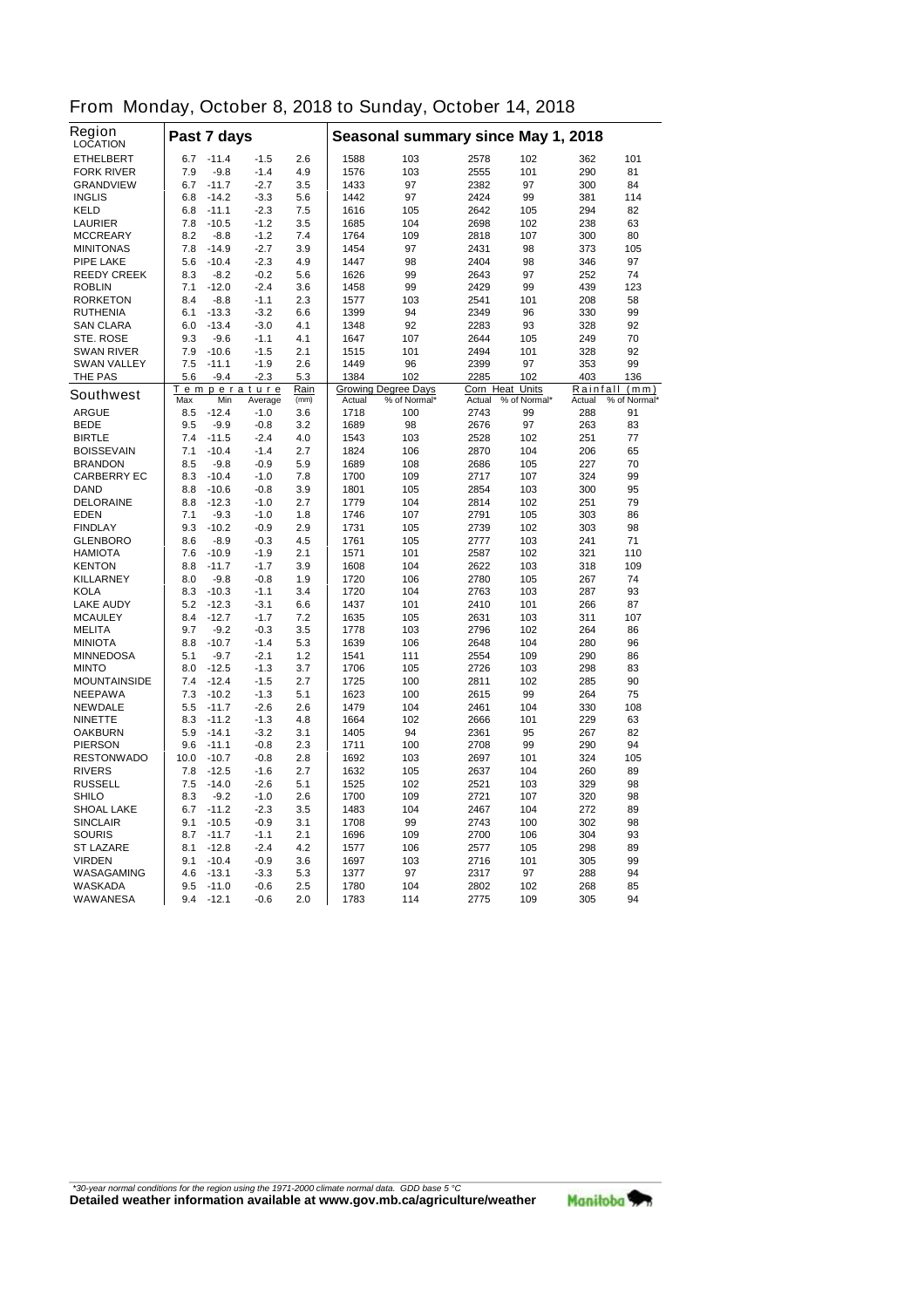# From Monday, October 8, 2018 to Sunday, October 14, 2018

| Region<br>LOCATION | Past 7 days | | | | Seasonal summary since May 1, 2018 | | | | | |
|---|---|---|---|---|---|---|---|---|---|---|
| ETHELBERT | 6.7 | -11.4 | -1.5 | 2.6 | 1588 | 103 | 2578 | 102 | 362 | 101 |
| FORK RIVER | 7.9 | -9.8 | -1.4 | 4.9 | 1576 | 103 | 2555 | 101 | 290 | 81 |
| GRANDVIEW | 6.7 | -11.7 | -2.7 | 3.5 | 1433 | 97 | 2382 | 97 | 300 | 84 |
| INGLIS | 6.8 | -14.2 | -3.3 | 5.6 | 1442 | 97 | 2424 | 99 | 381 | 114 |
| KELD | 6.8 | -11.1 | -2.3 | 7.5 | 1616 | 105 | 2642 | 105 | 294 | 82 |
| LAURIER | 7.8 | -10.5 | -1.2 | 3.5 | 1685 | 104 | 2698 | 102 | 238 | 63 |
| MCCREARY | 8.2 | -8.8 | -1.2 | 7.4 | 1764 | 109 | 2818 | 107 | 300 | 80 |
| MINITONAS | 7.8 | -14.9 | -2.7 | 3.9 | 1454 | 97 | 2431 | 98 | 373 | 105 |
| PIPE LAKE | 5.6 | -10.4 | -2.3 | 4.9 | 1447 | 98 | 2404 | 98 | 346 | 97 |
| REEDY CREEK | 8.3 | -8.2 | -0.2 | 5.6 | 1626 | 99 | 2643 | 97 | 252 | 74 |
| ROBLIN | 7.1 | -12.0 | -2.4 | 3.6 | 1458 | 99 | 2429 | 99 | 439 | 123 |
| RORKETON | 8.4 | -8.8 | -1.1 | 2.3 | 1577 | 103 | 2541 | 101 | 208 | 58 |
| RUTHENIA | 6.1 | -13.3 | -3.2 | 6.6 | 1399 | 94 | 2349 | 96 | 330 | 99 |
| SAN CLARA | 6.0 | -13.4 | -3.0 | 4.1 | 1348 | 92 | 2283 | 93 | 328 | 92 |
| STE. ROSE | 9.3 | -9.6 | -1.1 | 4.1 | 1647 | 107 | 2644 | 105 | 249 | 70 |
| SWAN RIVER | 7.9 | -10.6 | -1.5 | 2.1 | 1515 | 101 | 2494 | 101 | 328 | 92 |
| SWAN VALLEY | 7.5 | -11.1 | -1.9 | 2.6 | 1449 | 96 | 2399 | 97 | 353 | 99 |
| THE PAS | 5.6 | -9.4 | -2.3 | 5.3 | 1384 | 102 | 2285 | 102 | 403 | 136 |

| Southwest | Temperature | | | Rain | Growing Degree Days | | Corn Heat Units | | Rainfall (mm) | |
|---|---|---|---|---|---|---|---|---|---|---|
| | Max | Min | Average | (mm) | Actual | % of Normal* | Actual | % of Normal* | Actual | % of Normal* |
| ARGUE | 8.5 | -12.4 | -1.0 | 3.6 | 1718 | 100 | 2743 | 99 | 288 | 91 |
| BEDE | 9.5 | -9.9 | -0.8 | 3.2 | 1689 | 98 | 2676 | 97 | 263 | 83 |
| BIRTLE | 7.4 | -11.5 | -2.4 | 4.0 | 1543 | 103 | 2528 | 102 | 251 | 77 |
| BOISSEVAIN | 7.1 | -10.4 | -1.4 | 2.7 | 1824 | 106 | 2870 | 104 | 206 | 65 |
| BRANDON | 8.5 | -9.8 | -0.9 | 5.9 | 1689 | 108 | 2686 | 105 | 227 | 70 |
| CARBERRY EC | 8.3 | -10.4 | -1.0 | 7.8 | 1700 | 109 | 2717 | 107 | 324 | 99 |
| DAND | 8.8 | -10.6 | -0.8 | 3.9 | 1801 | 105 | 2854 | 103 | 300 | 95 |
| DELORAINE | 8.8 | -12.3 | -1.0 | 2.7 | 1779 | 104 | 2814 | 102 | 251 | 79 |
| EDEN | 7.1 | -9.3 | -1.0 | 1.8 | 1746 | 107 | 2791 | 105 | 303 | 86 |
| FINDLAY | 9.3 | -10.2 | -0.9 | 2.9 | 1731 | 105 | 2739 | 102 | 303 | 98 |
| GLENBORO | 8.6 | -8.9 | -0.3 | 4.5 | 1761 | 105 | 2777 | 103 | 241 | 71 |
| HAMIOTA | 7.6 | -10.9 | -1.9 | 2.1 | 1571 | 101 | 2587 | 102 | 321 | 110 |
| KENTON | 8.8 | -11.7 | -1.7 | 3.9 | 1608 | 104 | 2622 | 103 | 318 | 109 |
| KILLARNEY | 8.0 | -9.8 | -0.8 | 1.9 | 1720 | 106 | 2780 | 105 | 267 | 74 |
| KOLA | 8.3 | -10.3 | -1.1 | 3.4 | 1720 | 104 | 2763 | 103 | 287 | 93 |
| LAKE AUDY | 5.2 | -12.3 | -3.1 | 6.6 | 1437 | 101 | 2410 | 101 | 266 | 87 |
| MCAULEY | 8.4 | -12.7 | -1.7 | 7.2 | 1635 | 105 | 2631 | 103 | 311 | 107 |
| MELITA | 9.7 | -9.2 | -0.3 | 3.5 | 1778 | 103 | 2796 | 102 | 264 | 86 |
| MINIOTA | 8.8 | -10.7 | -1.4 | 5.3 | 1639 | 106 | 2648 | 104 | 280 | 96 |
| MINNEDOSA | 5.1 | -9.7 | -2.1 | 1.2 | 1541 | 111 | 2554 | 109 | 290 | 86 |
| MINTO | 8.0 | -12.5 | -1.3 | 3.7 | 1706 | 105 | 2726 | 103 | 298 | 83 |
| MOUNTAINSIDE | 7.4 | -12.4 | -1.5 | 2.7 | 1725 | 100 | 2811 | 102 | 285 | 90 |
| NEEPAWA | 7.3 | -10.2 | -1.3 | 5.1 | 1623 | 100 | 2615 | 99 | 264 | 75 |
| NEWDALE | 5.5 | -11.7 | -2.6 | 2.6 | 1479 | 104 | 2461 | 104 | 330 | 108 |
| NINETTE | 8.3 | -11.2 | -1.3 | 4.8 | 1664 | 102 | 2666 | 101 | 229 | 63 |
| OAKBURN | 5.9 | -14.1 | -3.2 | 3.1 | 1405 | 94 | 2361 | 95 | 267 | 82 |
| PIERSON | 9.6 | -11.1 | -0.8 | 2.3 | 1711 | 100 | 2708 | 99 | 290 | 94 |
| RESTONWADO | 10.0 | -10.7 | -0.8 | 2.8 | 1692 | 103 | 2697 | 101 | 324 | 105 |
| RIVERS | 7.8 | -12.5 | -1.6 | 2.7 | 1632 | 105 | 2637 | 104 | 260 | 89 |
| RUSSELL | 7.5 | -14.0 | -2.6 | 5.1 | 1525 | 102 | 2521 | 103 | 329 | 98 |
| SHILO | 8.3 | -9.2 | -1.0 | 2.6 | 1700 | 109 | 2721 | 107 | 320 | 98 |
| SHOAL LAKE | 6.7 | -11.2 | -2.3 | 3.5 | 1483 | 104 | 2467 | 104 | 272 | 89 |
| SINCLAIR | 9.1 | -10.5 | -0.9 | 3.1 | 1708 | 99 | 2743 | 100 | 302 | 98 |
| SOURIS | 8.7 | -11.7 | -1.1 | 2.1 | 1696 | 109 | 2700 | 106 | 304 | 93 |
| ST LAZARE | 8.1 | -12.8 | -2.4 | 4.2 | 1577 | 106 | 2577 | 105 | 298 | 89 |
| VIRDEN | 9.1 | -10.4 | -0.9 | 3.6 | 1697 | 103 | 2716 | 101 | 305 | 99 |
| WASAGAMING | 4.6 | -13.1 | -3.3 | 5.3 | 1377 | 97 | 2317 | 97 | 288 | 94 |
| WASKADA | 9.5 | -11.0 | -0.6 | 2.5 | 1780 | 104 | 2802 | 102 | 268 | 85 |
| WAWANESA | 9.4 | -12.1 | -0.6 | 2.0 | 1783 | 114 | 2775 | 109 | 305 | 94 |

*30-year normal conditions for the region using the 1971-2000 climate normal data. GDD base 5 °C

**Detailed weather information available at www.gov.mb.ca/agriculture/weather**

Manitoba